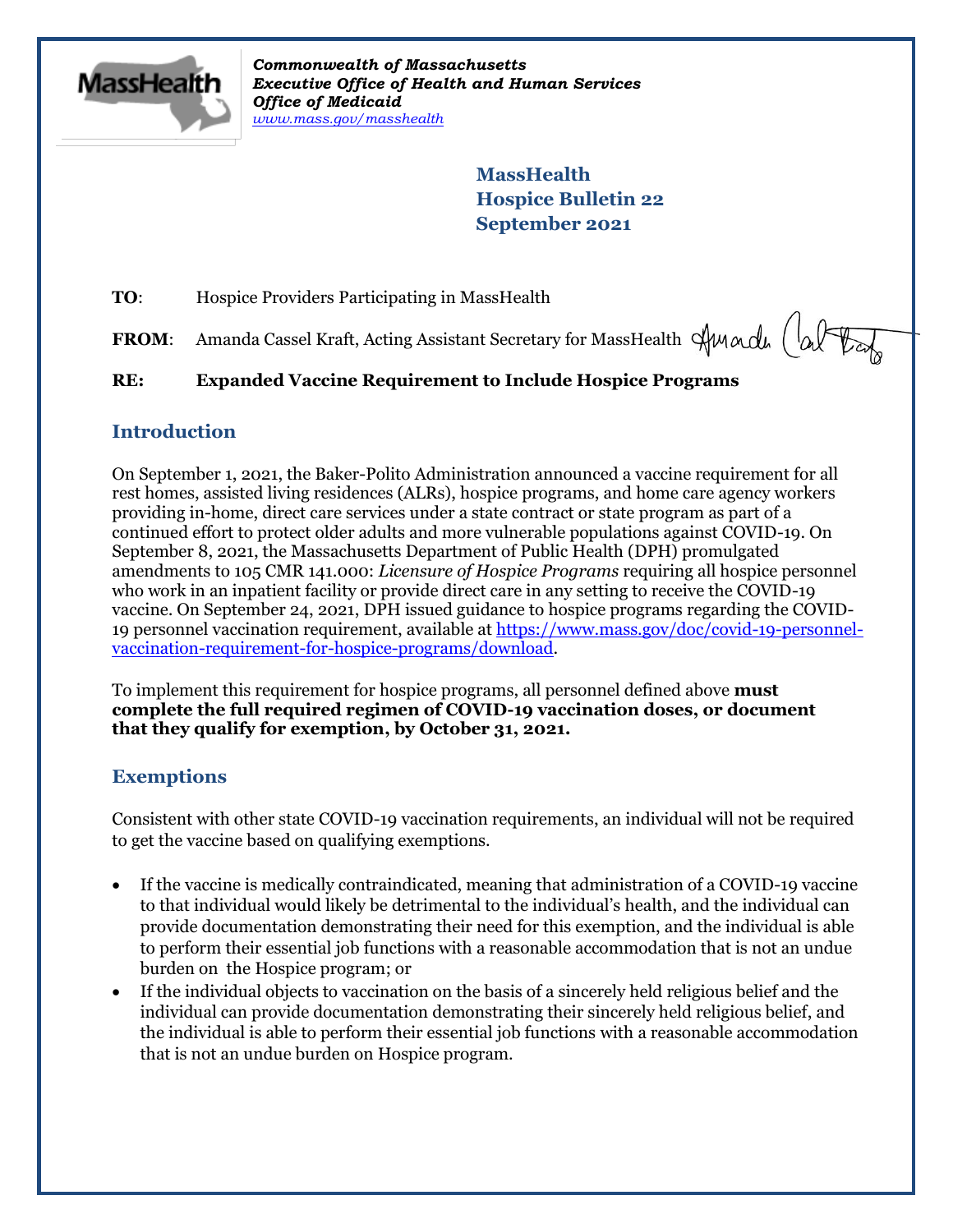*Commonwealth of Massachusetts*
***Executive Office of Health and Human Services***
***Office of Medicaid***
*www.mass.gov/masshealth*

**MassHealth**
**Hospice Bulletin 22**
**September 2021**

**TO**: Hospice Providers Participating in MassHealth

**FROM**: Amanda Cassel Kraft, Acting Assistant Secretary for MassHealth

**RE: Expanded Vaccine Requirement to Include Hospice Programs**

## Introduction

On September 1, 2021, the Baker-Polito Administration announced a vaccine requirement for all rest homes, assisted living residences (ALRs), hospice programs, and home care agency workers providing in-home, direct care services under a state contract or state program as part of a continued effort to protect older adults and more vulnerable populations against COVID-19. On September 8, 2021, the Massachusetts Department of Public Health (DPH) promulgated amendments to 105 CMR 141.000: *Licensure of Hospice Programs* requiring all hospice personnel who work in an inpatient facility or provide direct care in any setting to receive the COVID-19 vaccine. On September 24, 2021, DPH issued guidance to hospice programs regarding the COVID-19 personnel vaccination requirement, available at https://www.mass.gov/doc/covid-19-personnel-vaccination-requirement-for-hospice-programs/download.

To implement this requirement for hospice programs, all personnel defined above **must complete the full required regimen of COVID-19 vaccination doses, or document that they qualify for exemption, by October 31, 2021.**

## Exemptions

Consistent with other state COVID-19 vaccination requirements, an individual will not be required to get the vaccine based on qualifying exemptions.

- If the vaccine is medically contraindicated, meaning that administration of a COVID-19 vaccine to that individual would likely be detrimental to the individual's health, and the individual can provide documentation demonstrating their need for this exemption, and the individual is able to perform their essential job functions with a reasonable accommodation that is not an undue burden on the Hospice program; or
- If the individual objects to vaccination on the basis of a sincerely held religious belief and the individual can provide documentation demonstrating their sincerely held religious belief, and the individual is able to perform their essential job functions with a reasonable accommodation that is not an undue burden on Hospice program.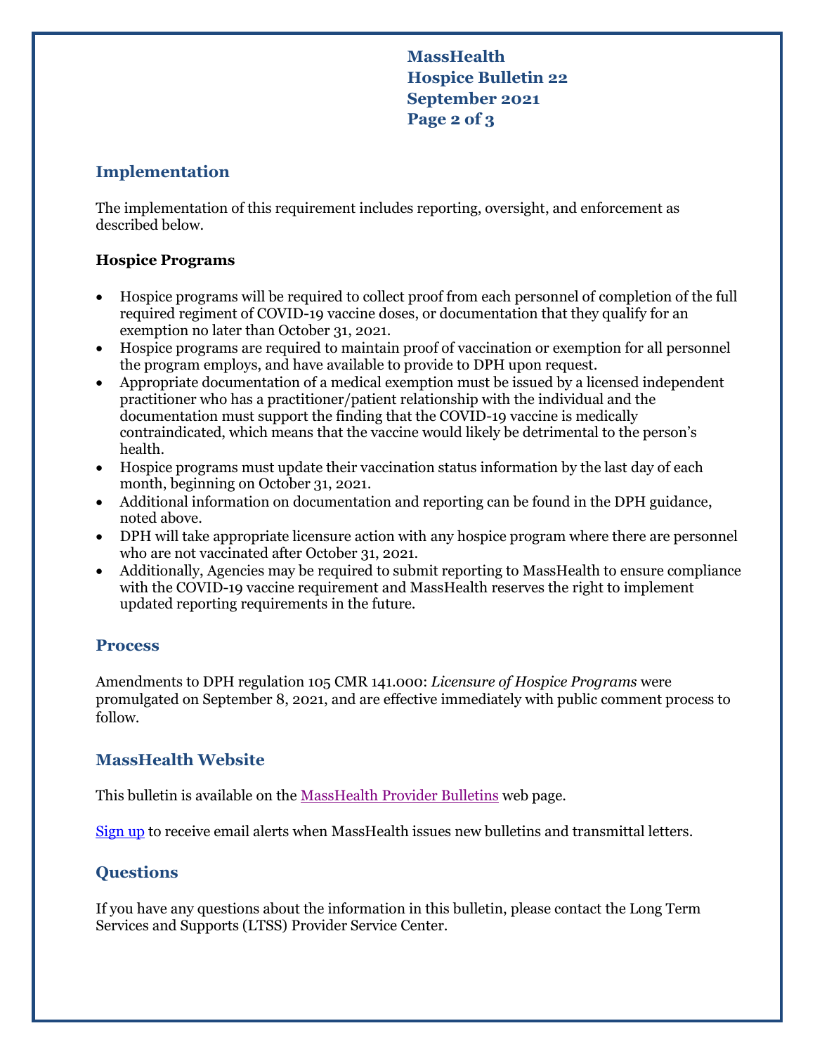## Implementation

The implementation of this requirement includes reporting, oversight, and enforcement as described below.

**Hospice Programs**

- Hospice programs will be required to collect proof from each personnel of completion of the full required regiment of COVID-19 vaccine doses, or documentation that they qualify for an exemption no later than October 31, 2021.
- Hospice programs are required to maintain proof of vaccination or exemption for all personnel the program employs, and have available to provide to DPH upon request.
- Appropriate documentation of a medical exemption must be issued by a licensed independent practitioner who has a practitioner/patient relationship with the individual and the documentation must support the finding that the COVID-19 vaccine is medically contraindicated, which means that the vaccine would likely be detrimental to the person's health.
- Hospice programs must update their vaccination status information by the last day of each month, beginning on October 31, 2021.
- Additional information on documentation and reporting can be found in the DPH guidance, noted above.
- DPH will take appropriate licensure action with any hospice program where there are personnel who are not vaccinated after October 31, 2021.
- Additionally, Agencies may be required to submit reporting to MassHealth to ensure compliance with the COVID-19 vaccine requirement and MassHealth reserves the right to implement updated reporting requirements in the future.

## Process

Amendments to DPH regulation 105 CMR 141.000: *Licensure of Hospice Programs* were promulgated on September 8, 2021, and are effective immediately with public comment process to follow.

## MassHealth Website

This bulletin is available on the MassHealth Provider Bulletins web page.

Sign up to receive email alerts when MassHealth issues new bulletins and transmittal letters.

## Questions

If you have any questions about the information in this bulletin, please contact the Long Term Services and Supports (LTSS) Provider Service Center.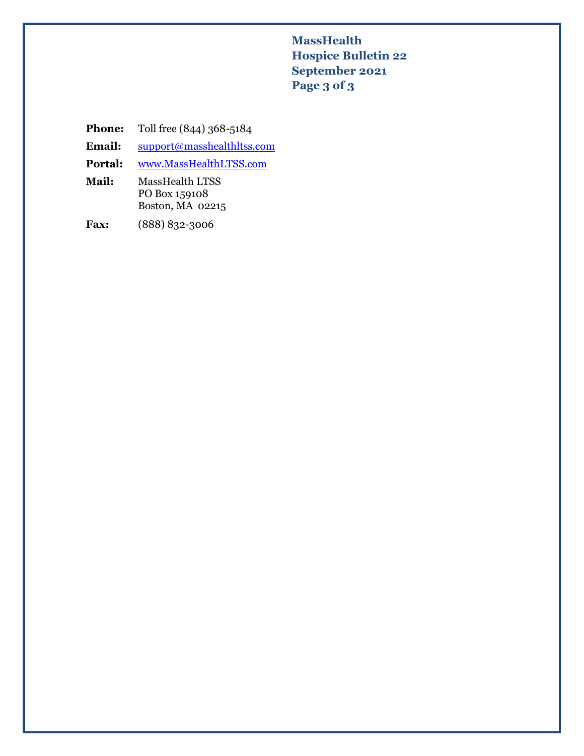**Phone:** Toll free (844) 368-5184

**Email:** support@masshealthltss.com

**Portal:** www.MassHealthLTSS.com

**Mail:** MassHealth LTSS
PO Box 159108
Boston, MA 02215

**Fax:** (888) 832-3006